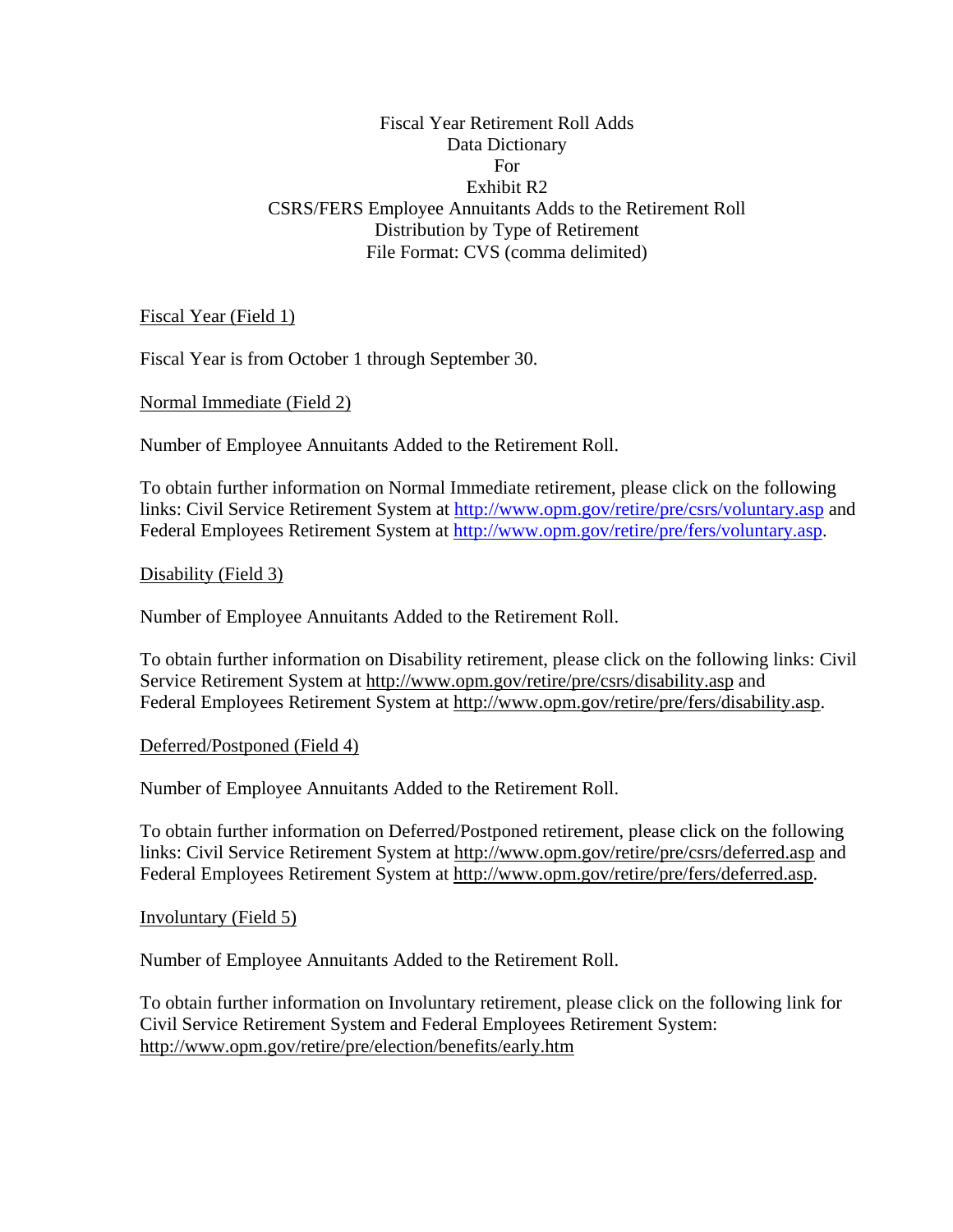# Fiscal Year Retirement Roll Adds
## Data Dictionary
## For
## Exhibit R2
## CSRS/FERS Employee Annuitants Adds to the Retirement Roll
## Distribution by Type of Retirement
## File Format: CVS (comma delimited)

<u>Fiscal Year (Field 1)</u>

Fiscal Year is from October 1 through September 30.

<u>Normal Immediate (Field 2)</u>

Number of Employee Annuitants Added to the Retirement Roll.

To obtain further information on Normal Immediate retirement, please click on the following links: Civil Service Retirement System at http://www.opm.gov/retire/pre/csrs/voluntary.asp and Federal Employees Retirement System at http://www.opm.gov/retire/pre/fers/voluntary.asp.

<u>Disability (Field 3)</u>

Number of Employee Annuitants Added to the Retirement Roll.

To obtain further information on Disability retirement, please click on the following links: Civil Service Retirement System at http://www.opm.gov/retire/pre/csrs/disability.asp and Federal Employees Retirement System at http://www.opm.gov/retire/pre/fers/disability.asp.

<u>Deferred/Postponed (Field 4)</u>

Number of Employee Annuitants Added to the Retirement Roll.

To obtain further information on Deferred/Postponed retirement, please click on the following links: Civil Service Retirement System at http://www.opm.gov/retire/pre/csrs/deferred.asp and Federal Employees Retirement System at http://www.opm.gov/retire/pre/fers/deferred.asp.

<u>Involuntary (Field 5)</u>

Number of Employee Annuitants Added to the Retirement Roll.

To obtain further information on Involuntary retirement, please click on the following link for Civil Service Retirement System and Federal Employees Retirement System: http://www.opm.gov/retire/pre/election/benefits/early.htm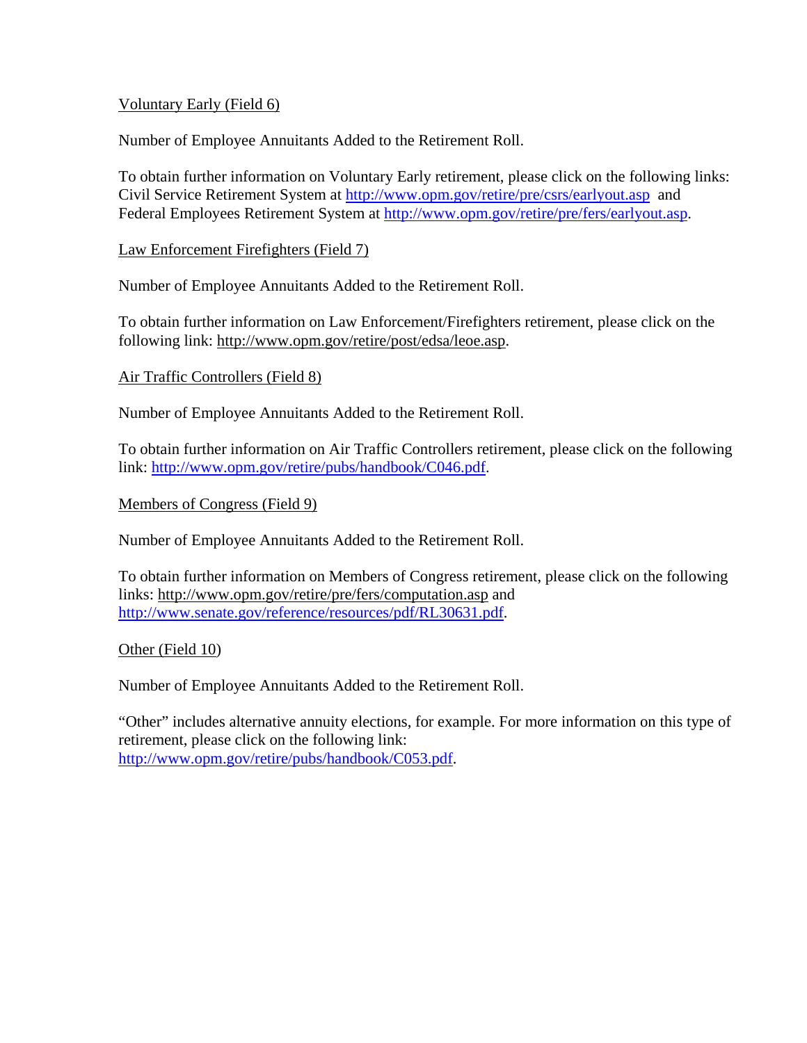Voluntary Early (Field 6)

Number of Employee Annuitants Added to the Retirement Roll.

To obtain further information on Voluntary Early retirement, please click on the following links: Civil Service Retirement System at http://www.opm.gov/retire/pre/csrs/earlyout.asp and Federal Employees Retirement System at http://www.opm.gov/retire/pre/fers/earlyout.asp.

Law Enforcement Firefighters (Field 7)

Number of Employee Annuitants Added to the Retirement Roll.

To obtain further information on Law Enforcement/Firefighters retirement, please click on the following link: http://www.opm.gov/retire/post/edsa/leoe.asp.

Air Traffic Controllers (Field 8)

Number of Employee Annuitants Added to the Retirement Roll.

To obtain further information on Air Traffic Controllers retirement, please click on the following link: http://www.opm.gov/retire/pubs/handbook/C046.pdf.

Members of Congress (Field 9)

Number of Employee Annuitants Added to the Retirement Roll.

To obtain further information on Members of Congress retirement, please click on the following links: http://www.opm.gov/retire/pre/fers/computation.asp and http://www.senate.gov/reference/resources/pdf/RL30631.pdf.

Other (Field 10)

Number of Employee Annuitants Added to the Retirement Roll.

"Other" includes alternative annuity elections, for example. For more information on this type of retirement, please click on the following link: http://www.opm.gov/retire/pubs/handbook/C053.pdf.